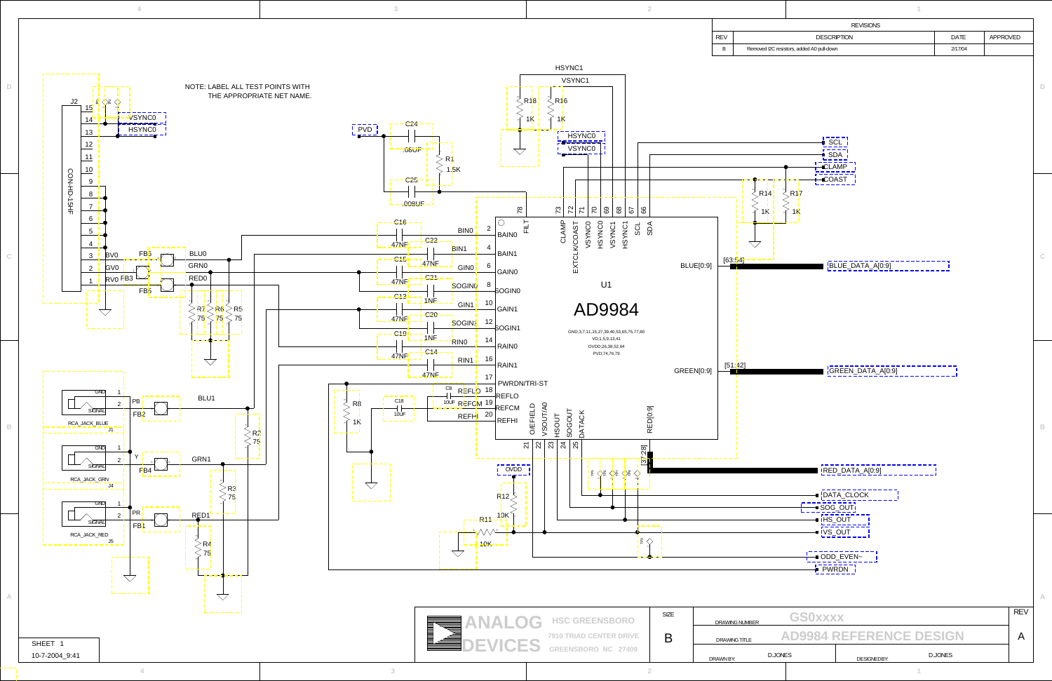| REVISIONS | | | |
|---|---|---|---|
| REV | DESCRIPTION | DATE | APPROVED |
| B | Removed I2C resistors, added A0 pull-down | 2/17/04 | |

NOTE: LABEL ALL TEST POINTS WITH THE APPROPRIATE NET NAME.

J2 CON-HD-15HF

VSYNC0
HSYNC0
BV0 FB6 BLU0
GV0 GRN0
RV0 FB3 RED0
FB5
R7 75, R6 75, R5 75

PVD
C24 .06UF
R1 1.5K
C25 .008UF

C16 47NF BIN0
C22 47NF BIN1
C15 47NF GIN0
C21 1NF SOGIN0
C13 47NF GIN1
C20 1NF SOGIN1
C19 47NF RIN0
C14 47NF RIN1

C8 10UF REFLO
C18 10UF REFCM
R8 1K REFHI

HSYNC1
VSYNC1
R18 1K
R16 1K
HSYNC0
VSYNC0

U1
AD9984

GND;3,7,11,15,27,39,40,53,65,75,77,80
VD;1,5,9,13,41
OVDD;26,38,52,64
PVD;74,76,79

Pins: 2 BAIN0, 4 BAIN1, 6 GAIN0, 8 SOGIN0, 10 GAIN1, 12 SOGIN1, 14 RAIN0, 16 RAIN1, 17 PWRDN/TRI-ST, 18 REFLO, 19 REFCM, 20 REFHI, 78 FILT, 73 CLAMP, 72 EXTCLK/COAST, 71 VSYNC0, 70 HSYNC0, 69 VSYNC1, 68 HSYNC1, 67 SCL, 66 SDA, 21 O/EFIELD, 22 VSOUT/A0, 23 HSOUT, 24 SOGOUT, 25 DATACK, RED[0:9], BLUE[0:9], GREEN[0:9]

SCL
SDA
CLAMP
COAST
R14 1K
R17 1K

[63:54] BLUE_DATA_A[0:9]
[51:42] GREEN_DATA_A[0:9]
[37:28] RED_DATA_A[0:9]

OVDD
R12 10K
R11 10K

DATA_CLOCK
SOG_OUT
HS_OUT
VS_OUT
ODD_EVEN~
PWRDN

J1 RCA_JACK_BLUE: GND 1, SIGNAL 2, PB, FB2, BLU1, R2 75
J4 RCA_JACK_GRN: GND 1, SIGNAL 2, Y, FB4, GRN1, R3 75
J5 RCA_JACK_RED: GND 1, SIGNAL 2, PR, FB1, RED1, R4 75

ANALOG DEVICES
HSC GREENSBORO
7910 TRIAD CENTER DRIVE
GREENSBORO NC 27409

| SIZE | DRAWING NUMBER | GS0xxxx | REV |
|---|---|---|---|
| B | DRAWING TITLE | AD9984 REFERENCE DESIGN | A |
| | DRAWN BY: D.JONES | DESIGNED BY: D.JONES | |

SHEET 1
10-7-2004_9:41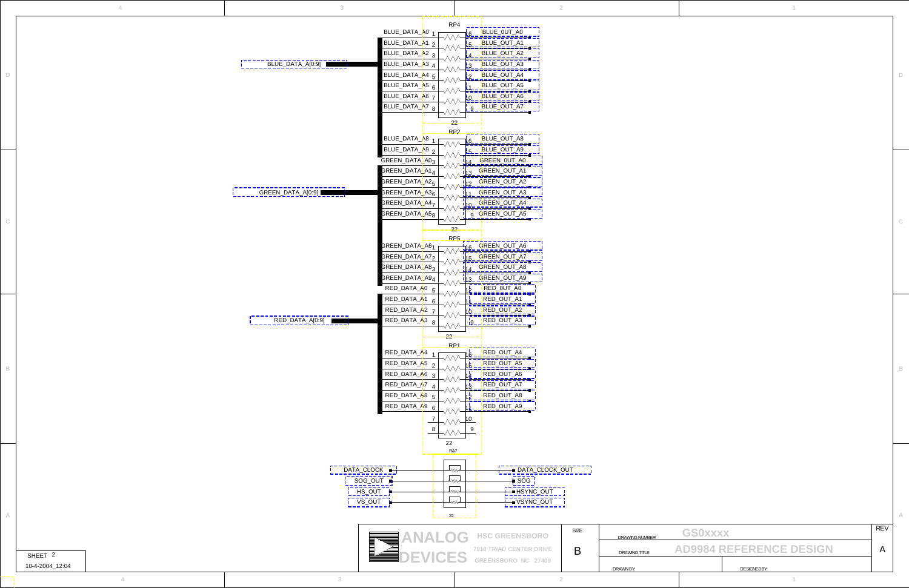## RP4 (22)

| Pin | Input | Pin | Output |
|---|---|---|---|
| 1 | BLUE_DATA_A0 | 16 | BLUE_OUT_A0 |
| 2 | BLUE_DATA_A1 | 15 | BLUE_OUT_A1 |
| 3 | BLUE_DATA_A2 | 14 | BLUE_OUT_A2 |
| 4 | BLUE_DATA_A3 | 13 | BLUE_OUT_A3 |
| 5 | BLUE_DATA_A4 | 12 | BLUE_OUT_A4 |
| 6 | BLUE_DATA_A5 | 11 | BLUE_OUT_A5 |
| 7 | BLUE_DATA_A6 | 10 | BLUE_OUT_A6 |
| 8 | BLUE_DATA_A7 | 9 | BLUE_OUT_A7 |

BLUE_DATA_A[0:9]

## RP2 (22)

| Pin | Input | Pin | Output |
|---|---|---|---|
| 1 | BLUE_DATA_A8 | 16 | BLUE_OUT_A8 |
| 2 | BLUE_DATA_A9 | 15 | BLUE_OUT_A9 |
| 3 | GREEN_DATA_A0 | 14 | GREEN_OUT_A0 |
| 4 | GREEN_DATA_A1 | 13 | GREEN_OUT_A1 |
| 5 | GREEN_DATA_A2 | 12 | GREEN_OUT_A2 |
| 6 | GREEN_DATA_A3 | 11 | GREEN_OUT_A3 |
| 7 | GREEN_DATA_A4 | 10 | GREEN_OUT_A4 |
| 8 | GREEN_DATA_A5 | 9 | GREEN_OUT_A5 |

GREEN_DATA_A[0:9]

## RP5 (22)

| Pin | Input | Pin | Output |
|---|---|---|---|
| 1 | GREEN_DATA_A6 | 16 | GREEN_OUT_A6 |
| 2 | GREEN_DATA_A7 | 15 | GREEN_OUT_A7 |
| 3 | GREEN_DATA_A8 | 14 | GREEN_OUT_A8 |
| 4 | GREEN_DATA_A9 | 13 | GREEN_OUT_A9 |
| 5 | RED_DATA_A0 | 12 | RED_OUT_A0 |
| 6 | RED_DATA_A1 | 11 | RED_OUT_A1 |
| 7 | RED_DATA_A2 | 10 | RED_OUT_A2 |
| 8 | RED_DATA_A3 | 9 | RED_OUT_A3 |

RED_DATA_A[0:9]

## RP1 (22)

| Pin | Input | Pin | Output |
|---|---|---|---|
| 1 | RED_DATA_A4 | 16 | RED_OUT_A4 |
| 2 | RED_DATA_A5 | 15 | RED_OUT_A5 |
| 3 | RED_DATA_A6 | 14 | RED_OUT_A6 |
| 4 | RED_DATA_A7 | 13 | RED_OUT_A7 |
| 5 | RED_DATA_A8 | 12 | RED_OUT_A8 |
| 6 | RED_DATA_A9 | 11 | RED_OUT_A9 |
| 7 | | 10 | |
| 8 | | 9 | |

## RA7 (22)

| Input | Output |
|---|---|
| DATA_CLOCK | DATA_CLOCK_OUT |
| SOG_OUT | SOG |
| HS_OUT | HSYNC_OUT |
| VS_OUT | VSYNC_OUT |

SHEET 2

10-4-2004_12:04

ANALOG DEVICES — HSC GREENSBORO, 7910 TRIAD CENTER DRIVE, GREENSBORO NC 27409

| SIZE | DRAWING NUMBER | REV |
|---|---|---|
| B | GS0xxxx | A |

DRAWING TITLE: AD9984 REFERENCE DESIGN

DRAWN BY:

DESIGNED BY: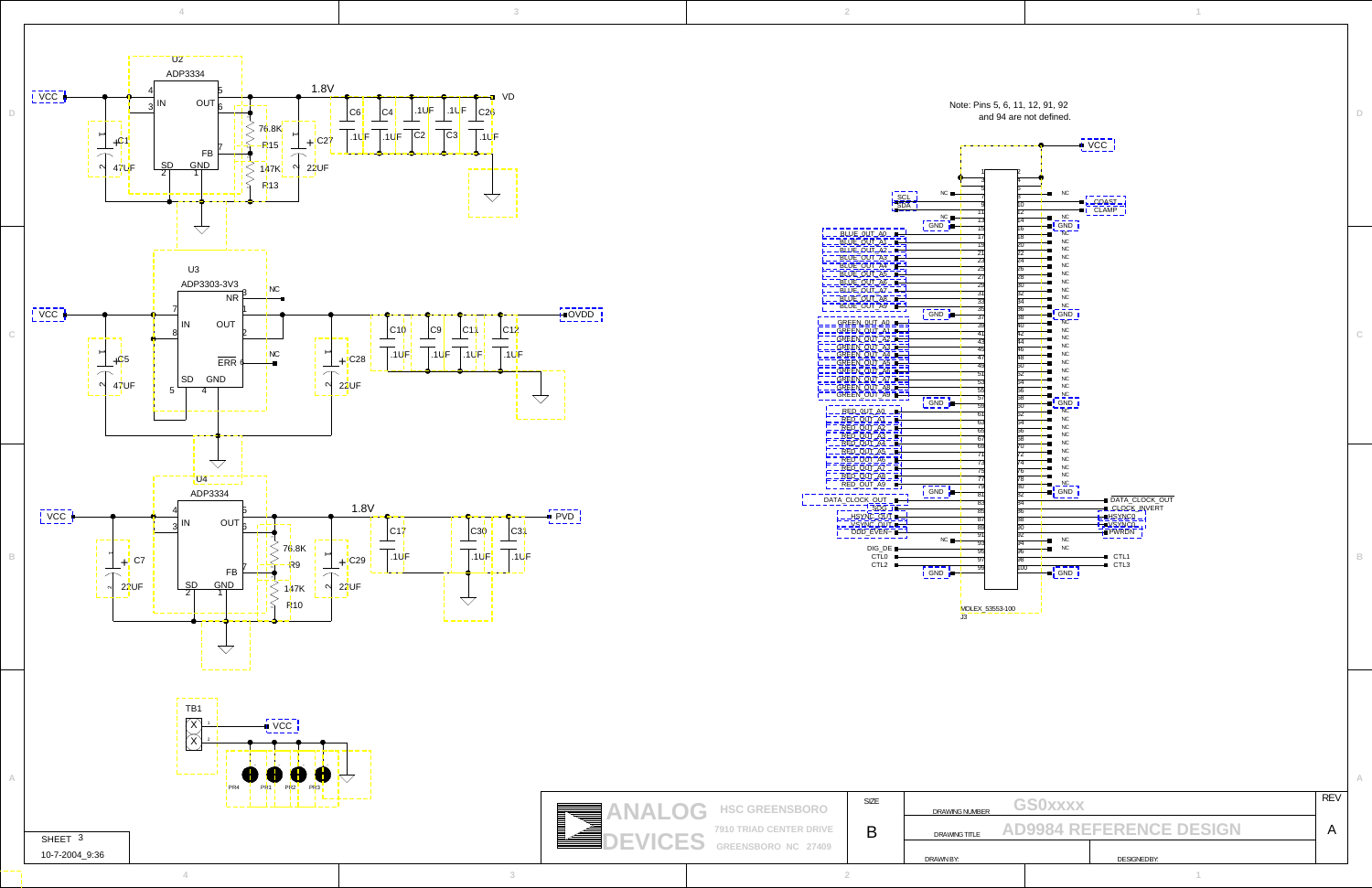Note: Pins 5, 6, 11, 12, 91, 92 and 94 are not defined.

U2
ADP3334
IN
OUT
FB
SD
GND
1.8V
VD
VCC
C1 47UF
76.8K R15
147K R13
C27 22UF
C6 .1UF
C4 .1UF
.1UF C2
.1UF C3
C26 .1UF

U3
ADP3303-3V3
NR
IN
OUT
ERR
SD
GND
NC
NC
VCC
OVDD
C5 47UF
C28 22UF
C10 .1UF
C9 .1UF
C11 .1UF
C12 .1UF

U4
ADP3334
IN
OUT
FB
SD
GND
1.8V
VCC
PVD
C7 22UF
76.8K R9
147K R10
C29 22UF
C17 .1UF
C30 .1UF
C31 .1UF

TB1
VCC
PR4 PR1 PR2 PR3

J3
MOLEX_53553-100
VCC
SCL
SDA
NC
GND
COAST
CLAMP
BLUE_OUT_A0 ... BLUE_OUT_A9
GREEN_OUT_A0 ... GREEN_OUT_A9
RED_OUT_A0 ... RED_OUT_A9
DATA_CLOCK_OUT
HSOUT
HSYNC_OUT
VSYNC_OUT
ODD_EVEN
DIG_DE
CTL0
CTL2
DATA_CLOCK_OUT
CLOCK_INVERT
HSYNC0
VSYNC0
PWRDN
CTL1
CTL3

SHEET 3
10-7-2004_9:36

ANALOG DEVICES
HSC GREENSBORO
7910 TRIAD CENTER DRIVE
GREENSBORO NC 27409

| SIZE | DRAWING NUMBER | REV |
|---|---|---|
| B | GS0xxxx | A |
| | DRAWING TITLE: AD9984 REFERENCE DESIGN | |
| | DRAWN BY: | DESIGNED BY: |